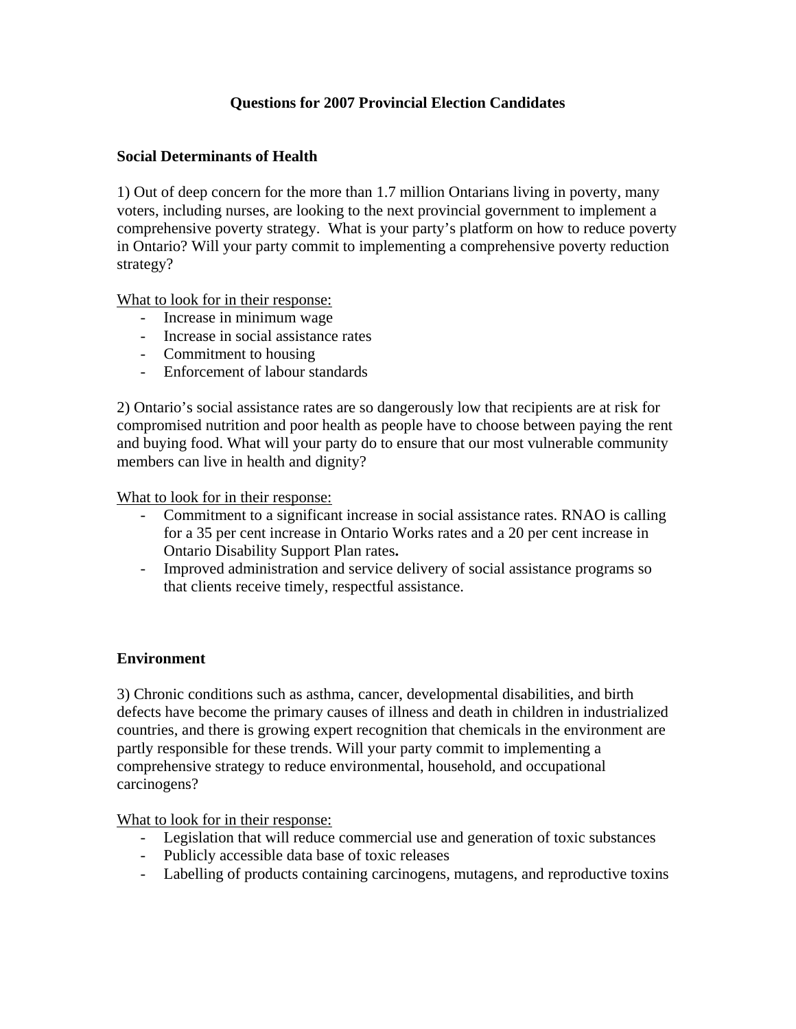# Questions for 2007 Provincial Election Candidates

## Social Determinants of Health

1) Out of deep concern for the more than 1.7 million Ontarians living in poverty, many voters, including nurses, are looking to the next provincial government to implement a comprehensive poverty strategy. What is your party's platform on how to reduce poverty in Ontario? Will your party commit to implementing a comprehensive poverty reduction strategy?

What to look for in their response:

- Increase in minimum wage
- Increase in social assistance rates
- Commitment to housing
- Enforcement of labour standards

2) Ontario's social assistance rates are so dangerously low that recipients are at risk for compromised nutrition and poor health as people have to choose between paying the rent and buying food. What will your party do to ensure that our most vulnerable community members can live in health and dignity?

What to look for in their response:

- Commitment to a significant increase in social assistance rates. RNAO is calling for a 35 per cent increase in Ontario Works rates and a 20 per cent increase in Ontario Disability Support Plan rates**.**
- Improved administration and service delivery of social assistance programs so that clients receive timely, respectful assistance.

## Environment

3) Chronic conditions such as asthma, cancer, developmental disabilities, and birth defects have become the primary causes of illness and death in children in industrialized countries, and there is growing expert recognition that chemicals in the environment are partly responsible for these trends. Will your party commit to implementing a comprehensive strategy to reduce environmental, household, and occupational carcinogens?

What to look for in their response:

- Legislation that will reduce commercial use and generation of toxic substances
- Publicly accessible data base of toxic releases
- Labelling of products containing carcinogens, mutagens, and reproductive toxins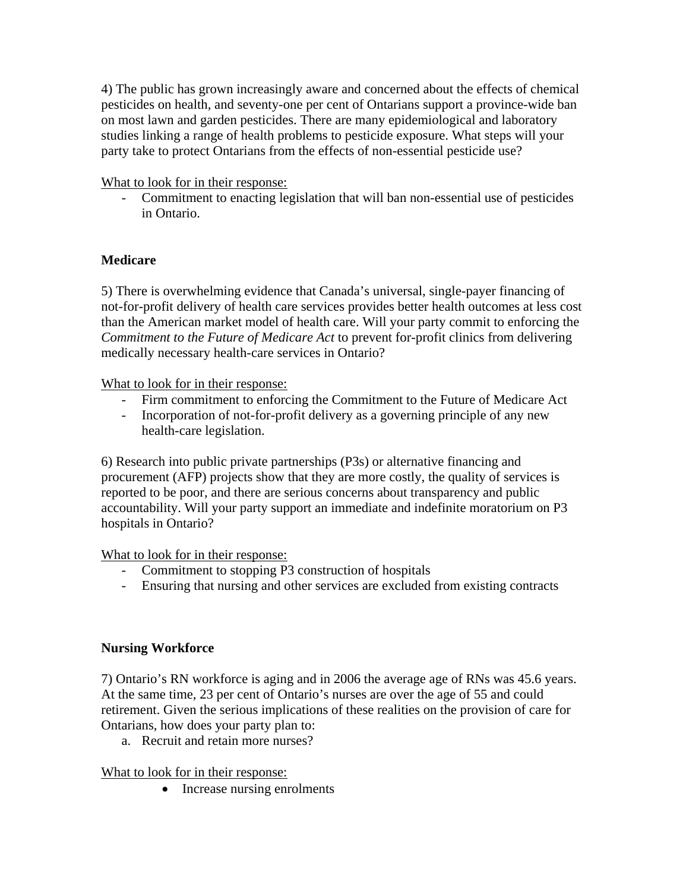4) The public has grown increasingly aware and concerned about the effects of chemical pesticides on health, and seventy-one per cent of Ontarians support a province-wide ban on most lawn and garden pesticides. There are many epidemiological and laboratory studies linking a range of health problems to pesticide exposure. What steps will your party take to protect Ontarians from the effects of non-essential pesticide use?

<u>What to look for in their response:</u>

- Commitment to enacting legislation that will ban non-essential use of pesticides in Ontario.

**Medicare**

5) There is overwhelming evidence that Canada's universal, single-payer financing of not-for-profit delivery of health care services provides better health outcomes at less cost than the American market model of health care. Will your party commit to enforcing the *Commitment to the Future of Medicare Act* to prevent for-profit clinics from delivering medically necessary health-care services in Ontario?

<u>What to look for in their response:</u>

- Firm commitment to enforcing the Commitment to the Future of Medicare Act
- Incorporation of not-for-profit delivery as a governing principle of any new health-care legislation.

6) Research into public private partnerships (P3s) or alternative financing and procurement (AFP) projects show that they are more costly, the quality of services is reported to be poor, and there are serious concerns about transparency and public accountability. Will your party support an immediate and indefinite moratorium on P3 hospitals in Ontario?

<u>What to look for in their response:</u>

- Commitment to stopping P3 construction of hospitals
- Ensuring that nursing and other services are excluded from existing contracts

**Nursing Workforce**

7) Ontario's RN workforce is aging and in 2006 the average age of RNs was 45.6 years. At the same time, 23 per cent of Ontario's nurses are over the age of 55 and could retirement. Given the serious implications of these realities on the provision of care for Ontarians, how does your party plan to:

a. Recruit and retain more nurses?

<u>What to look for in their response:</u>

- Increase nursing enrolments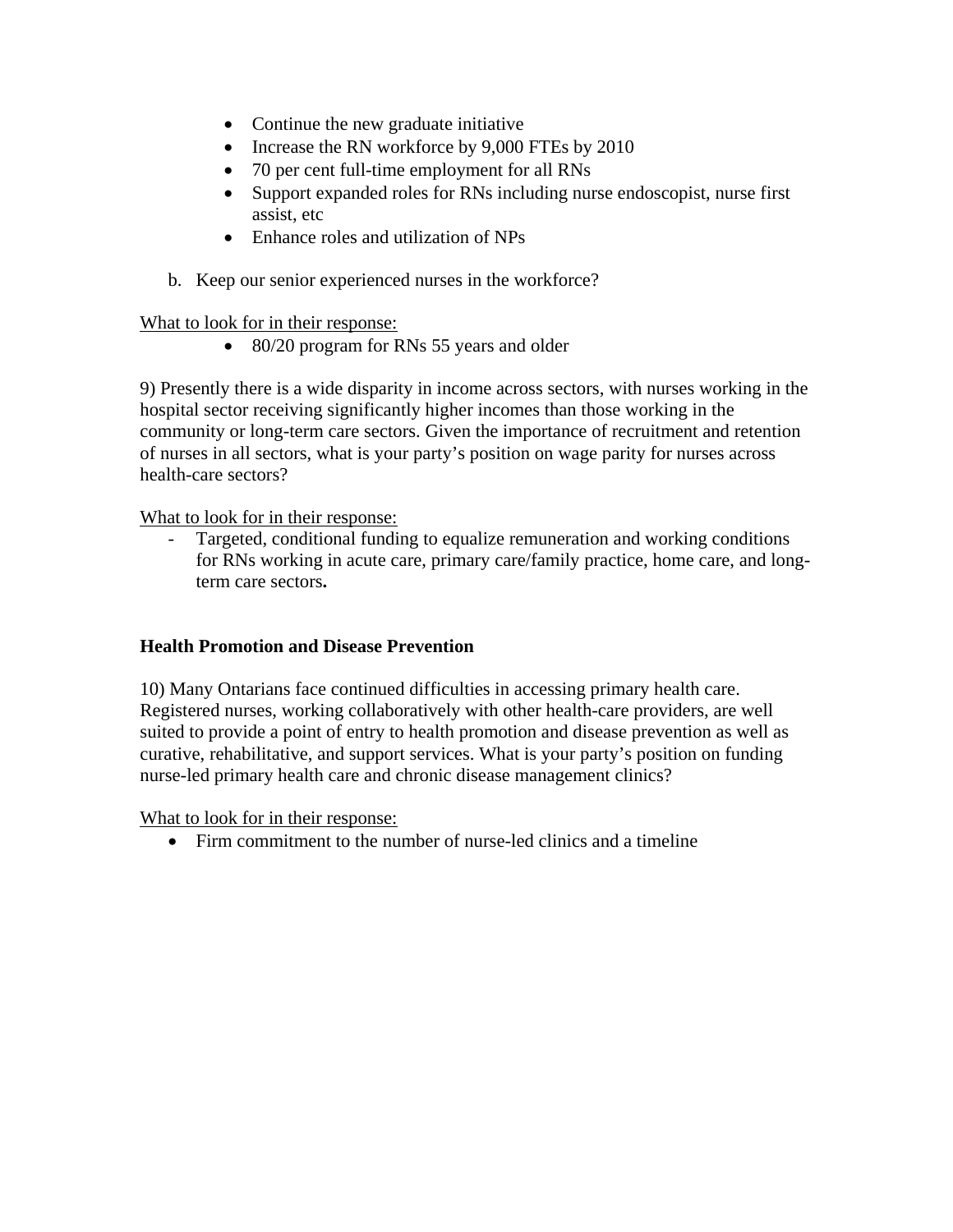- Continue the new graduate initiative
- Increase the RN workforce by 9,000 FTEs by 2010
- 70 per cent full-time employment for all RNs
- Support expanded roles for RNs including nurse endoscopist, nurse first assist, etc
- Enhance roles and utilization of NPs

b. Keep our senior experienced nurses in the workforce?

What to look for in their response:

- 80/20 program for RNs 55 years and older

9) Presently there is a wide disparity in income across sectors, with nurses working in the hospital sector receiving significantly higher incomes than those working in the community or long-term care sectors. Given the importance of recruitment and retention of nurses in all sectors, what is your party's position on wage parity for nurses across health-care sectors?

What to look for in their response:

- Targeted, conditional funding to equalize remuneration and working conditions for RNs working in acute care, primary care/family practice, home care, and long-term care sectors**.**

**Health Promotion and Disease Prevention**

10) Many Ontarians face continued difficulties in accessing primary health care. Registered nurses, working collaboratively with other health-care providers, are well suited to provide a point of entry to health promotion and disease prevention as well as curative, rehabilitative, and support services. What is your party's position on funding nurse-led primary health care and chronic disease management clinics?

What to look for in their response:

- Firm commitment to the number of nurse-led clinics and a timeline